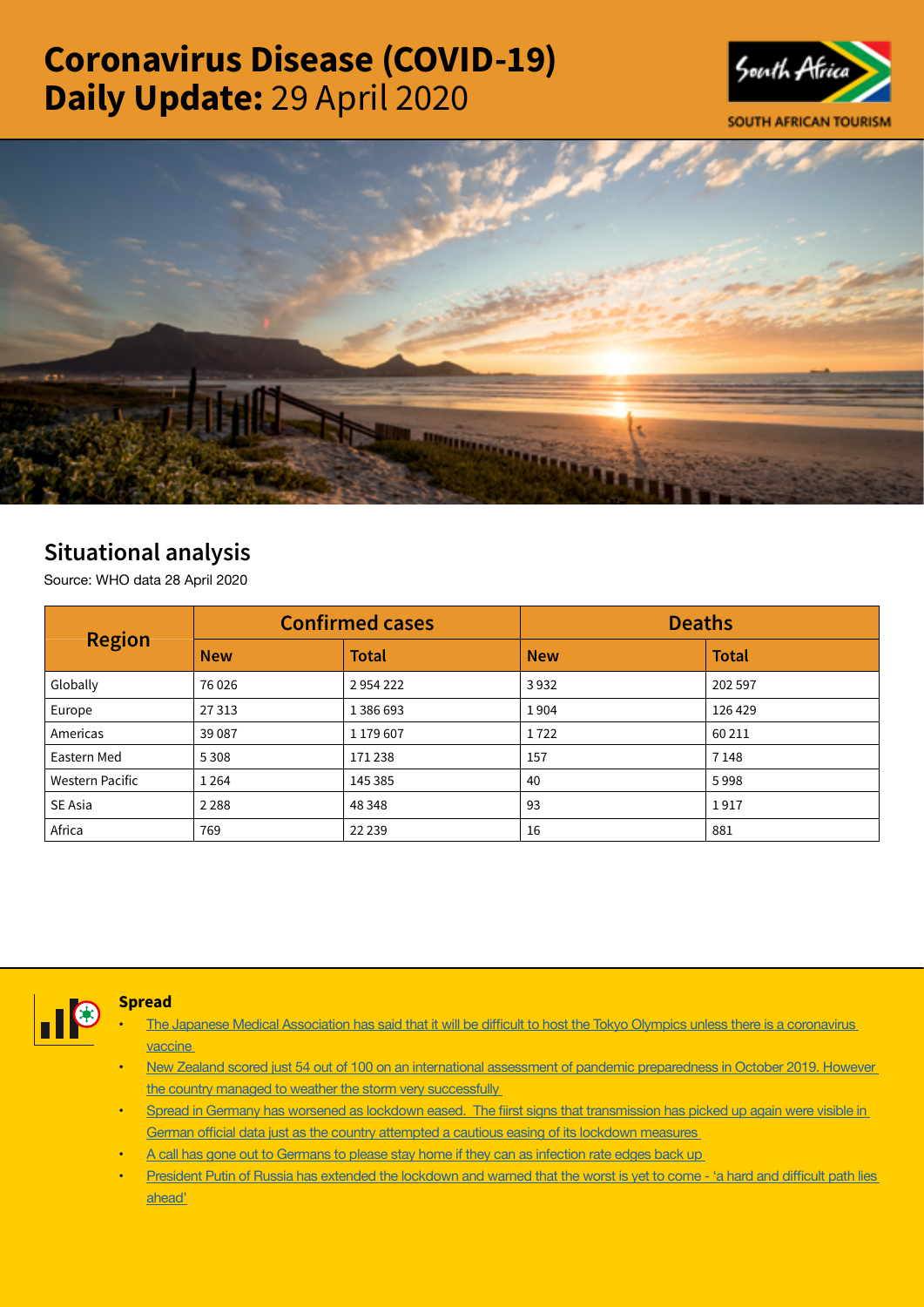# Coronavirus Disease (COVID-19) Daily Update: 29 April 2020

SOUTH AFRICAN TOURISM

## Situational analysis

Source: WHO data 28 April 2020

| Region | Confirmed cases | | Deaths | |
|---|---|---|---|---|
| | New | Total | New | Total |
| Globally | 76 026 | 2 954 222 | 3 932 | 202 597 |
| Europe | 27 313 | 1 386 693 | 1 904 | 126 429 |
| Americas | 39 087 | 1 179 607 | 1 722 | 60 211 |
| Eastern Med | 5 308 | 171 238 | 157 | 7 148 |
| Western Pacific | 1 264 | 145 385 | 40 | 5 998 |
| SE Asia | 2 288 | 48 348 | 93 | 1 917 |
| Africa | 769 | 22 239 | 16 | 881 |

### Spread

- The Japanese Medical Association has said that it will be difficult to host the Tokyo Olympics unless there is a coronavirus vaccine
- New Zealand scored just 54 out of 100 on an international assessment of pandemic preparedness in October 2019. However the country managed to weather the storm very successfully
- Spread in Germany has worsened as lockdown eased. The fiirst signs that transmission has picked up again were visible in German official data just as the country attempted a cautious easing of its lockdown measures
- A call has gone out to Germans to please stay home if they can as infection rate edges back up
- President Putin of Russia has extended the lockdown and warned that the worst is yet to come - 'a hard and difficult path lies ahead'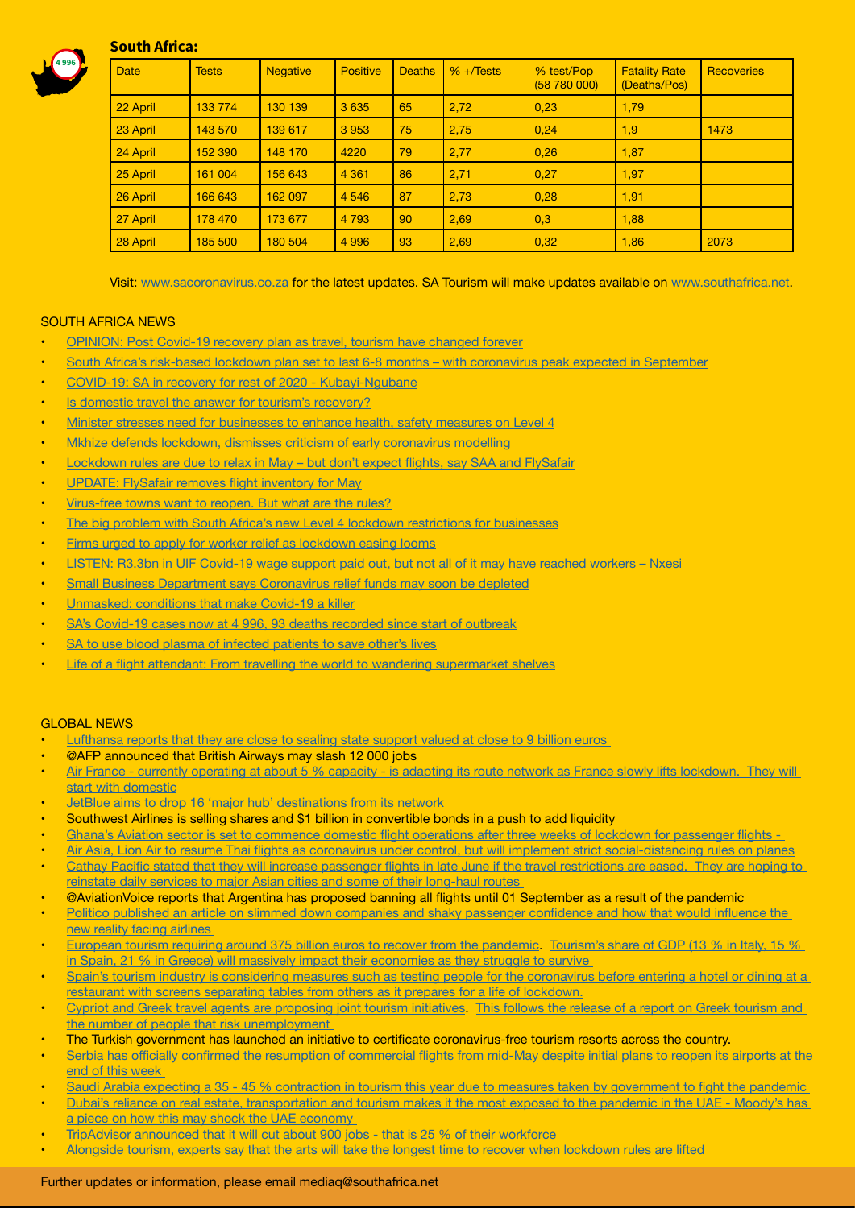**South Africa:**

4 996

| Date | Tests | Negative | Positive | Deaths | % +/Tests | % test/Pop (58 780 000) | Fatality Rate (Deaths/Pos) | Recoveries |
|---|---|---|---|---|---|---|---|---|
| 22 April | 133 774 | 130 139 | 3 635 | 65 | 2,72 | 0,23 | 1,79 | |
| 23 April | 143 570 | 139 617 | 3 953 | 75 | 2,75 | 0,24 | 1,9 | 1473 |
| 24 April | 152 390 | 148 170 | 4220 | 79 | 2,77 | 0,26 | 1,87 | |
| 25 April | 161 004 | 156 643 | 4 361 | 86 | 2,71 | 0,27 | 1,97 | |
| 26 April | 166 643 | 162 097 | 4 546 | 87 | 2,73 | 0,28 | 1,91 | |
| 27 April | 178 470 | 173 677 | 4 793 | 90 | 2,69 | 0,3 | 1,88 | |
| 28 April | 185 500 | 180 504 | 4 996 | 93 | 2,69 | 0,32 | 1,86 | 2073 |

Visit: www.sacoronavirus.co.za for the latest updates. SA Tourism will make updates available on www.southafrica.net.

SOUTH AFRICA NEWS

- OPINION: Post Covid-19 recovery plan as travel, tourism have changed forever
- South Africa's risk-based lockdown plan set to last 6-8 months – with coronavirus peak expected in September
- COVID-19: SA in recovery for rest of 2020 - Kubayi-Ngubane
- Is domestic travel the answer for tourism's recovery?
- Minister stresses need for businesses to enhance health, safety measures on Level 4
- Mkhize defends lockdown, dismisses criticism of early coronavirus modelling
- Lockdown rules are due to relax in May – but don't expect flights, say SAA and FlySafair
- UPDATE: FlySafair removes flight inventory for May
- Virus-free towns want to reopen. But what are the rules?
- The big problem with South Africa's new Level 4 lockdown restrictions for businesses
- Firms urged to apply for worker relief as lockdown easing looms
- LISTEN: R3.3bn in UIF Covid-19 wage support paid out, but not all of it may have reached workers – Nxesi
- Small Business Department says Coronavirus relief funds may soon be depleted
- Unmasked: conditions that make Covid-19 a killer
- SA's Covid-19 cases now at 4 996, 93 deaths recorded since start of outbreak
- SA to use blood plasma of infected patients to save other's lives
- Life of a flight attendant: From travelling the world to wandering supermarket shelves

GLOBAL NEWS

- Lufthansa reports that they are close to sealing state support valued at close to 9 billion euros
- @AFP announced that British Airways may slash 12 000 jobs
- Air France - currently operating at about 5 % capacity - is adapting its route network as France slowly lifts lockdown. They will start with domestic
- JetBlue aims to drop 16 'major hub' destinations from its network
- Southwest Airlines is selling shares and $1 billion in convertible bonds in a push to add liquidity
- Ghana's Aviation sector is set to commence domestic flight operations after three weeks of lockdown for passenger flights -
- Air Asia, Lion Air to resume Thai flights as coronavirus under control, but will implement strict social-distancing rules on planes
- Cathay Pacific stated that they will increase passenger flights in late June if the travel restrictions are eased. They are hoping to reinstate daily services to major Asian cities and some of their long-haul routes
- @AviationVoice reports that Argentina has proposed banning all flights until 01 September as a result of the pandemic
- Politico published an article on slimmed down companies and shaky passenger confidence and how that would influence the new reality facing airlines
- European tourism requiring around 375 billion euros to recover from the pandemic. Tourism's share of GDP (13 % in Italy, 15 % in Spain, 21 % in Greece) will massively impact their economies as they struggle to survive
- Spain's tourism industry is considering measures such as testing people for the coronavirus before entering a hotel or dining at a restaurant with screens separating tables from others as it prepares for a life of lockdown.
- Cypriot and Greek travel agents are proposing joint tourism initiatives. This follows the release of a report on Greek tourism and the number of people that risk unemployment
- The Turkish government has launched an initiative to certificate coronavirus-free tourism resorts across the country.
- Serbia has officially confirmed the resumption of commercial flights from mid-May despite initial plans to reopen its airports at the end of this week
- Saudi Arabia expecting a 35 - 45 % contraction in tourism this year due to measures taken by government to fight the pandemic
- Dubai's reliance on real estate, transportation and tourism makes it the most exposed to the pandemic in the UAE - Moody's has a piece on how this may shock the UAE economy
- TripAdvisor announced that it will cut about 900 jobs - that is 25 % of their workforce
- Alongside tourism, experts say that the arts will take the longest time to recover when lockdown rules are lifted

Further updates or information, please email mediaq@southafrica.net